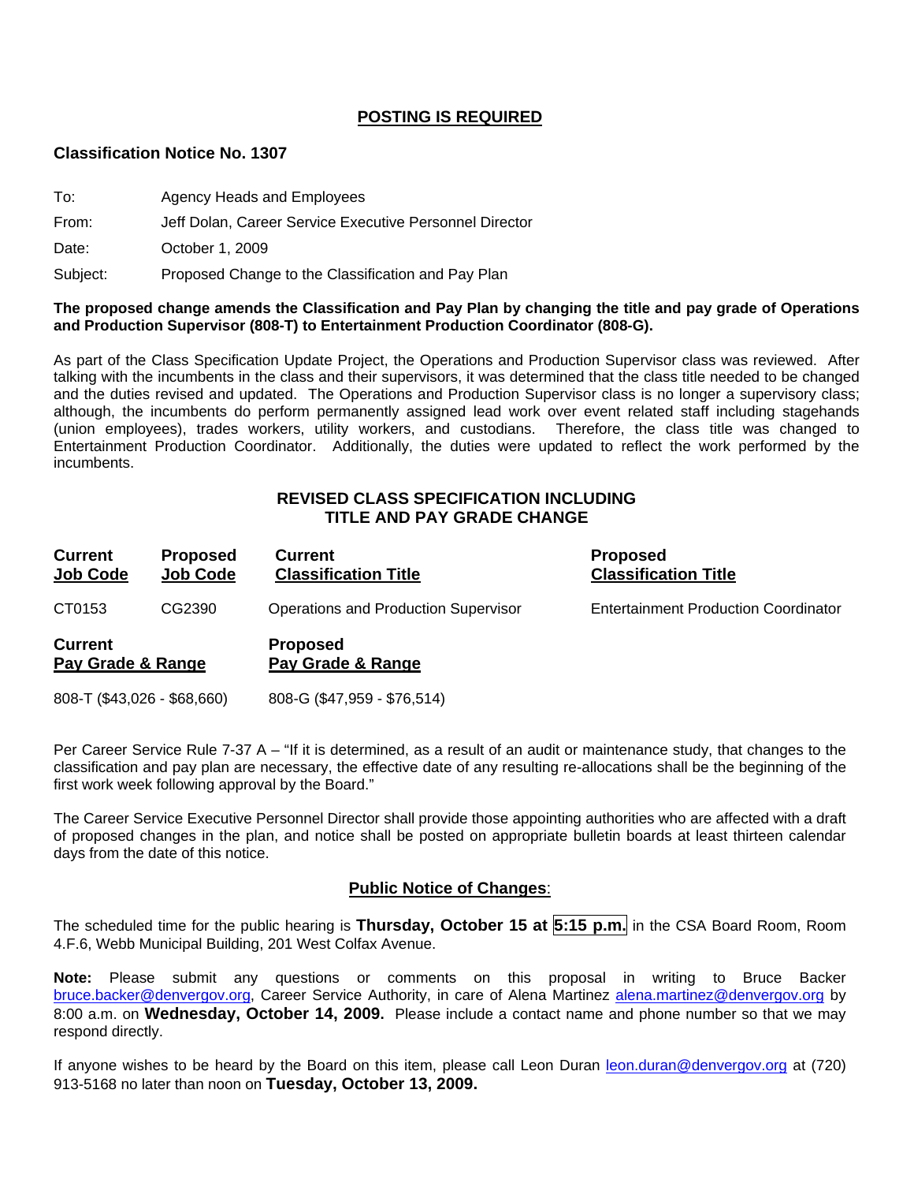## POSTING IS REQUIRED

**Classification Notice No. 1307**

To: Agency Heads and Employees

From: Jeff Dolan, Career Service Executive Personnel Director

Date: October 1, 2009

Subject: Proposed Change to the Classification and Pay Plan

**The proposed change amends the Classification and Pay Plan by changing the title and pay grade of Operations and Production Supervisor (808-T) to Entertainment Production Coordinator (808-G).**

As part of the Class Specification Update Project, the Operations and Production Supervisor class was reviewed. After talking with the incumbents in the class and their supervisors, it was determined that the class title needed to be changed and the duties revised and updated. The Operations and Production Supervisor class is no longer a supervisory class; although, the incumbents do perform permanently assigned lead work over event related staff including stagehands (union employees), trades workers, utility workers, and custodians. Therefore, the class title was changed to Entertainment Production Coordinator. Additionally, the duties were updated to reflect the work performed by the incumbents.

### REVISED CLASS SPECIFICATION INCLUDING TITLE AND PAY GRADE CHANGE

| Current Job Code | Proposed Job Code | Current Classification Title | Proposed Classification Title |
|---|---|---|---|
| CT0153 | CG2390 | Operations and Production Supervisor | Entertainment Production Coordinator |

| Current Pay Grade & Range | Proposed Pay Grade & Range |
|---|---|
| 808-T ($43,026 - $68,660) | 808-G ($47,959 - $76,514) |

Per Career Service Rule 7-37 A – "If it is determined, as a result of an audit or maintenance study, that changes to the classification and pay plan are necessary, the effective date of any resulting re-allocations shall be the beginning of the first work week following approval by the Board."

The Career Service Executive Personnel Director shall provide those appointing authorities who are affected with a draft of proposed changes in the plan, and notice shall be posted on appropriate bulletin boards at least thirteen calendar days from the date of this notice.

### Public Notice of Changes:

The scheduled time for the public hearing is **Thursday, October 15 at 5:15 p.m.** in the CSA Board Room, Room 4.F.6, Webb Municipal Building, 201 West Colfax Avenue.

**Note:** Please submit any questions or comments on this proposal in writing to Bruce Backer bruce.backer@denvergov.org, Career Service Authority, in care of Alena Martinez alena.martinez@denvergov.org by 8:00 a.m. on **Wednesday, October 14, 2009.** Please include a contact name and phone number so that we may respond directly.

If anyone wishes to be heard by the Board on this item, please call Leon Duran leon.duran@denvergov.org at (720) 913-5168 no later than noon on **Tuesday, October 13, 2009.**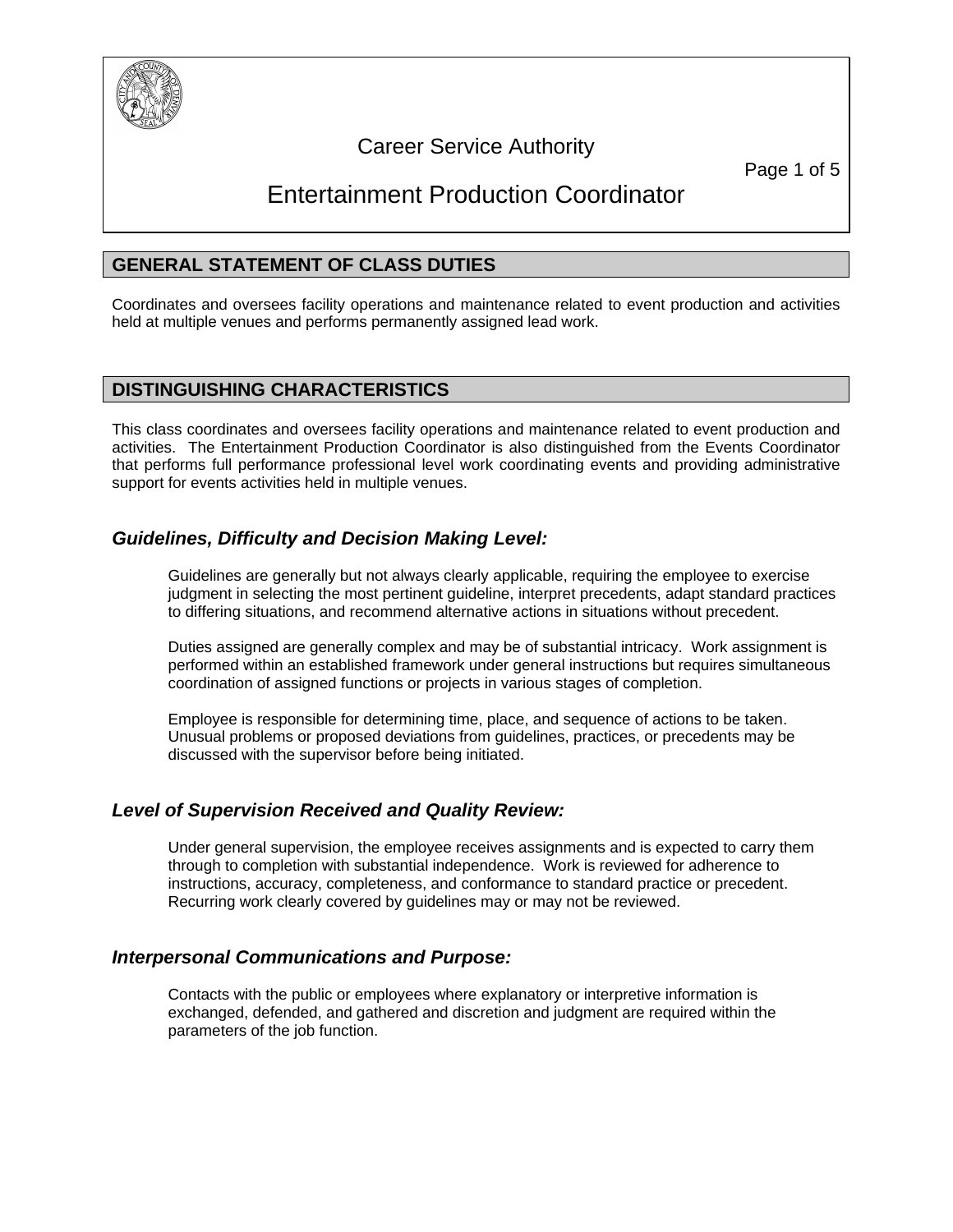# Career Service Authority

# Entertainment Production Coordinator

## GENERAL STATEMENT OF CLASS DUTIES

Coordinates and oversees facility operations and maintenance related to event production and activities held at multiple venues and performs permanently assigned lead work.

## DISTINGUISHING CHARACTERISTICS

This class coordinates and oversees facility operations and maintenance related to event production and activities. The Entertainment Production Coordinator is also distinguished from the Events Coordinator that performs full performance professional level work coordinating events and providing administrative support for events activities held in multiple venues.

### *Guidelines, Difficulty and Decision Making Level:*

Guidelines are generally but not always clearly applicable, requiring the employee to exercise judgment in selecting the most pertinent guideline, interpret precedents, adapt standard practices to differing situations, and recommend alternative actions in situations without precedent.

Duties assigned are generally complex and may be of substantial intricacy. Work assignment is performed within an established framework under general instructions but requires simultaneous coordination of assigned functions or projects in various stages of completion.

Employee is responsible for determining time, place, and sequence of actions to be taken. Unusual problems or proposed deviations from guidelines, practices, or precedents may be discussed with the supervisor before being initiated.

### *Level of Supervision Received and Quality Review:*

Under general supervision, the employee receives assignments and is expected to carry them through to completion with substantial independence. Work is reviewed for adherence to instructions, accuracy, completeness, and conformance to standard practice or precedent. Recurring work clearly covered by guidelines may or may not be reviewed.

### *Interpersonal Communications and Purpose:*

Contacts with the public or employees where explanatory or interpretive information is exchanged, defended, and gathered and discretion and judgment are required within the parameters of the job function.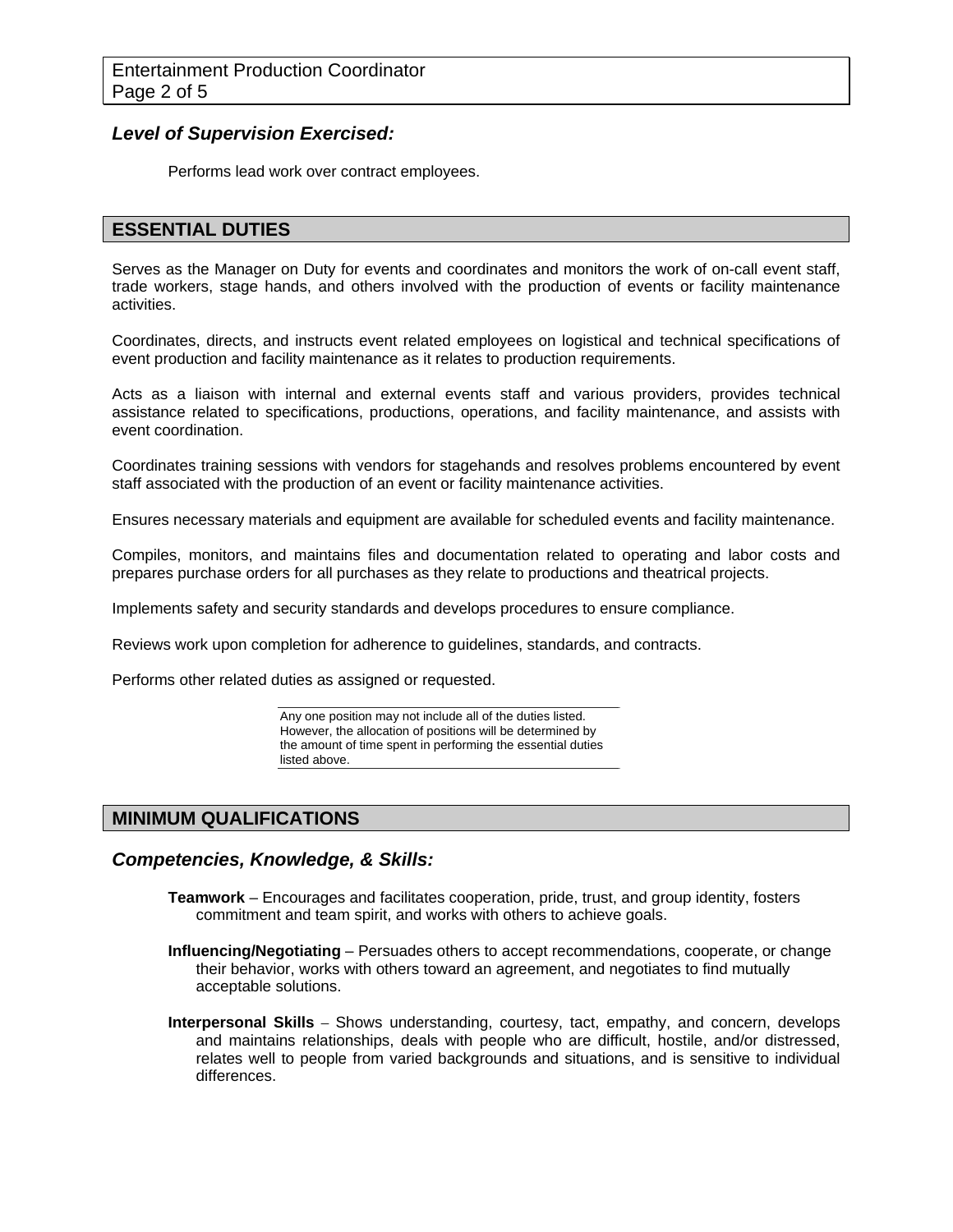### *Level of Supervision Exercised:*

Performs lead work over contract employees.

## ESSENTIAL DUTIES

Serves as the Manager on Duty for events and coordinates and monitors the work of on-call event staff, trade workers, stage hands, and others involved with the production of events or facility maintenance activities.

Coordinates, directs, and instructs event related employees on logistical and technical specifications of event production and facility maintenance as it relates to production requirements.

Acts as a liaison with internal and external events staff and various providers, provides technical assistance related to specifications, productions, operations, and facility maintenance, and assists with event coordination.

Coordinates training sessions with vendors for stagehands and resolves problems encountered by event staff associated with the production of an event or facility maintenance activities.

Ensures necessary materials and equipment are available for scheduled events and facility maintenance.

Compiles, monitors, and maintains files and documentation related to operating and labor costs and prepares purchase orders for all purchases as they relate to productions and theatrical projects.

Implements safety and security standards and develops procedures to ensure compliance.

Reviews work upon completion for adherence to guidelines, standards, and contracts.

Performs other related duties as assigned or requested.

Any one position may not include all of the duties listed. However, the allocation of positions will be determined by the amount of time spent in performing the essential duties listed above.

## MINIMUM QUALIFICATIONS

### *Competencies, Knowledge, & Skills:*

**Teamwork** – Encourages and facilitates cooperation, pride, trust, and group identity, fosters commitment and team spirit, and works with others to achieve goals.

**Influencing/Negotiating** – Persuades others to accept recommendations, cooperate, or change their behavior, works with others toward an agreement, and negotiates to find mutually acceptable solutions.

**Interpersonal Skills** – Shows understanding, courtesy, tact, empathy, and concern, develops and maintains relationships, deals with people who are difficult, hostile, and/or distressed, relates well to people from varied backgrounds and situations, and is sensitive to individual differences.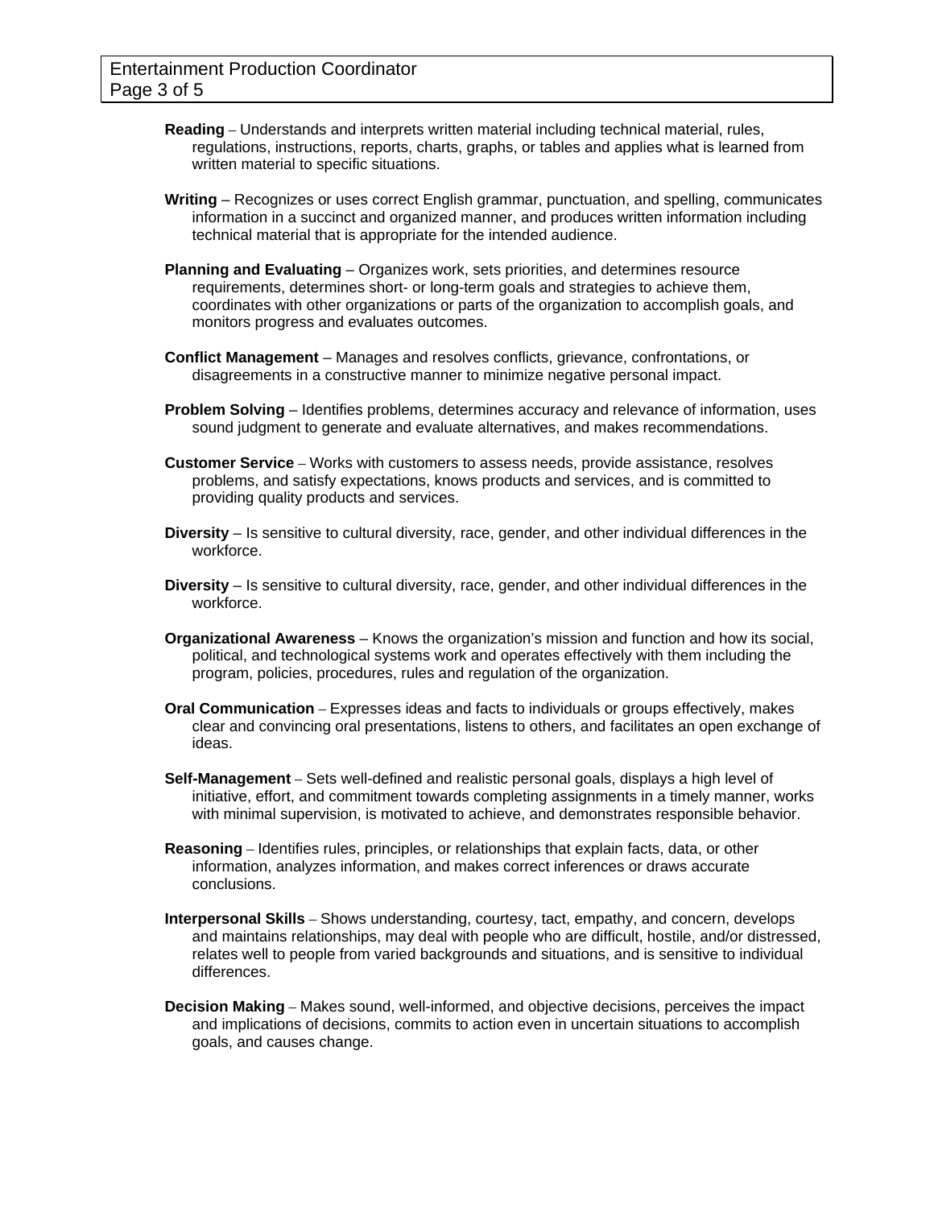**Reading** – Understands and interprets written material including technical material, rules, regulations, instructions, reports, charts, graphs, or tables and applies what is learned from written material to specific situations.

**Writing** – Recognizes or uses correct English grammar, punctuation, and spelling, communicates information in a succinct and organized manner, and produces written information including technical material that is appropriate for the intended audience.

**Planning and Evaluating** – Organizes work, sets priorities, and determines resource requirements, determines short- or long-term goals and strategies to achieve them, coordinates with other organizations or parts of the organization to accomplish goals, and monitors progress and evaluates outcomes.

**Conflict Management** – Manages and resolves conflicts, grievance, confrontations, or disagreements in a constructive manner to minimize negative personal impact.

**Problem Solving** – Identifies problems, determines accuracy and relevance of information, uses sound judgment to generate and evaluate alternatives, and makes recommendations.

**Customer Service** – Works with customers to assess needs, provide assistance, resolves problems, and satisfy expectations, knows products and services, and is committed to providing quality products and services.

**Diversity** – Is sensitive to cultural diversity, race, gender, and other individual differences in the workforce.

**Diversity** – Is sensitive to cultural diversity, race, gender, and other individual differences in the workforce.

**Organizational Awareness** – Knows the organization's mission and function and how its social, political, and technological systems work and operates effectively with them including the program, policies, procedures, rules and regulation of the organization.

**Oral Communication** – Expresses ideas and facts to individuals or groups effectively, makes clear and convincing oral presentations, listens to others, and facilitates an open exchange of ideas.

**Self-Management** – Sets well-defined and realistic personal goals, displays a high level of initiative, effort, and commitment towards completing assignments in a timely manner, works with minimal supervision, is motivated to achieve, and demonstrates responsible behavior.

**Reasoning** – Identifies rules, principles, or relationships that explain facts, data, or other information, analyzes information, and makes correct inferences or draws accurate conclusions.

**Interpersonal Skills** – Shows understanding, courtesy, tact, empathy, and concern, develops and maintains relationships, may deal with people who are difficult, hostile, and/or distressed, relates well to people from varied backgrounds and situations, and is sensitive to individual differences.

**Decision Making** – Makes sound, well-informed, and objective decisions, perceives the impact and implications of decisions, commits to action even in uncertain situations to accomplish goals, and causes change.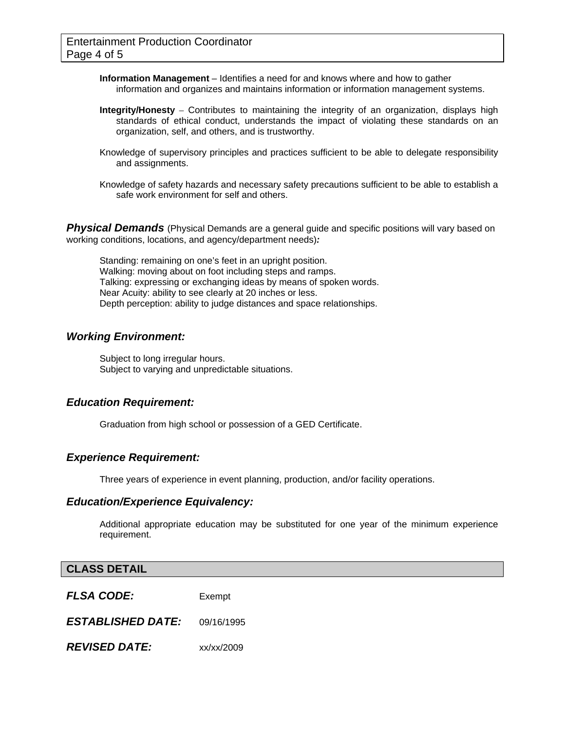**Information Management** – Identifies a need for and knows where and how to gather information and organizes and maintains information or information management systems.

**Integrity/Honesty** – Contributes to maintaining the integrity of an organization, displays high standards of ethical conduct, understands the impact of violating these standards on an organization, self, and others, and is trustworthy.

Knowledge of supervisory principles and practices sufficient to be able to delegate responsibility and assignments.

Knowledge of safety hazards and necessary safety precautions sufficient to be able to establish a safe work environment for self and others.

### ***Physical Demands*** (Physical Demands are a general guide and specific positions will vary based on working conditions, locations, and agency/department needs)***:***

Standing: remaining on one's feet in an upright position.
Walking: moving about on foot including steps and ramps.
Talking: expressing or exchanging ideas by means of spoken words.
Near Acuity: ability to see clearly at 20 inches or less.
Depth perception: ability to judge distances and space relationships.

### ***Working Environment:***

Subject to long irregular hours.
Subject to varying and unpredictable situations.

### ***Education Requirement:***

Graduation from high school or possession of a GED Certificate.

### ***Experience Requirement:***

Three years of experience in event planning, production, and/or facility operations.

### ***Education/Experience Equivalency:***

Additional appropriate education may be substituted for one year of the minimum experience requirement.

## CLASS DETAIL

***FLSA CODE:*** Exempt

***ESTABLISHED DATE:*** 09/16/1995

***REVISED DATE:*** xx/xx/2009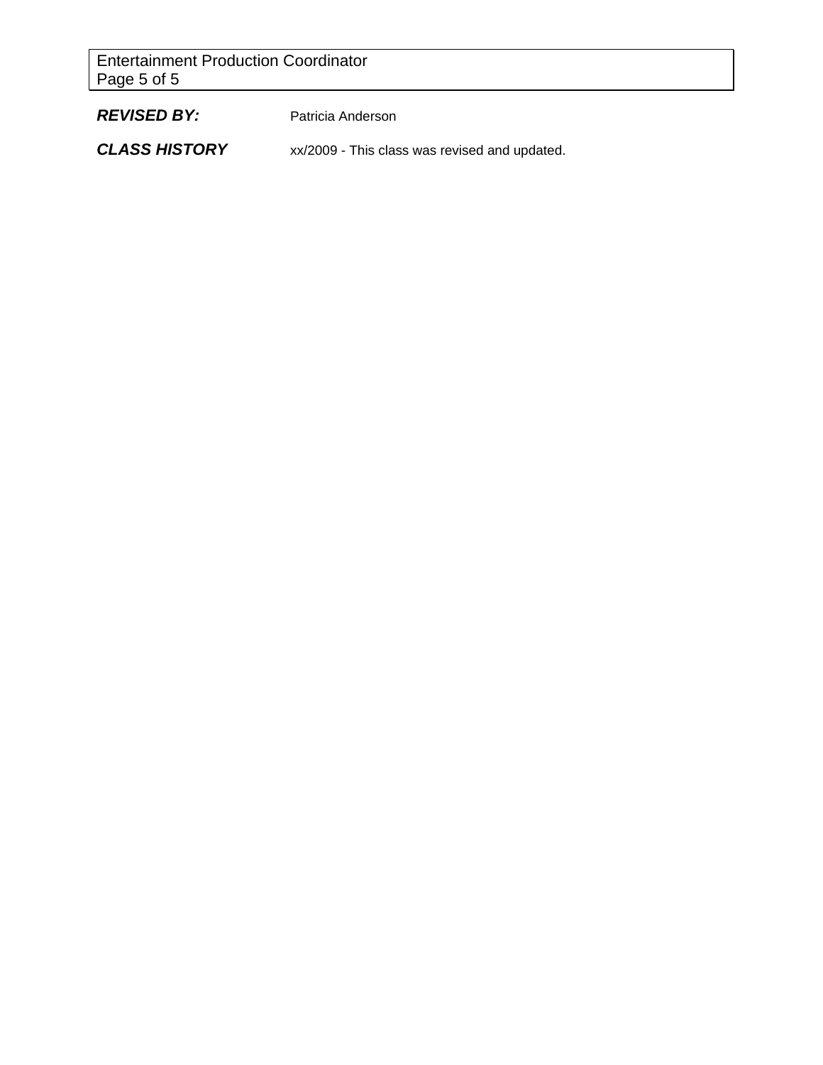***REVISED BY:*** Patricia Anderson

***CLASS HISTORY*** xx/2009 - This class was revised and updated.